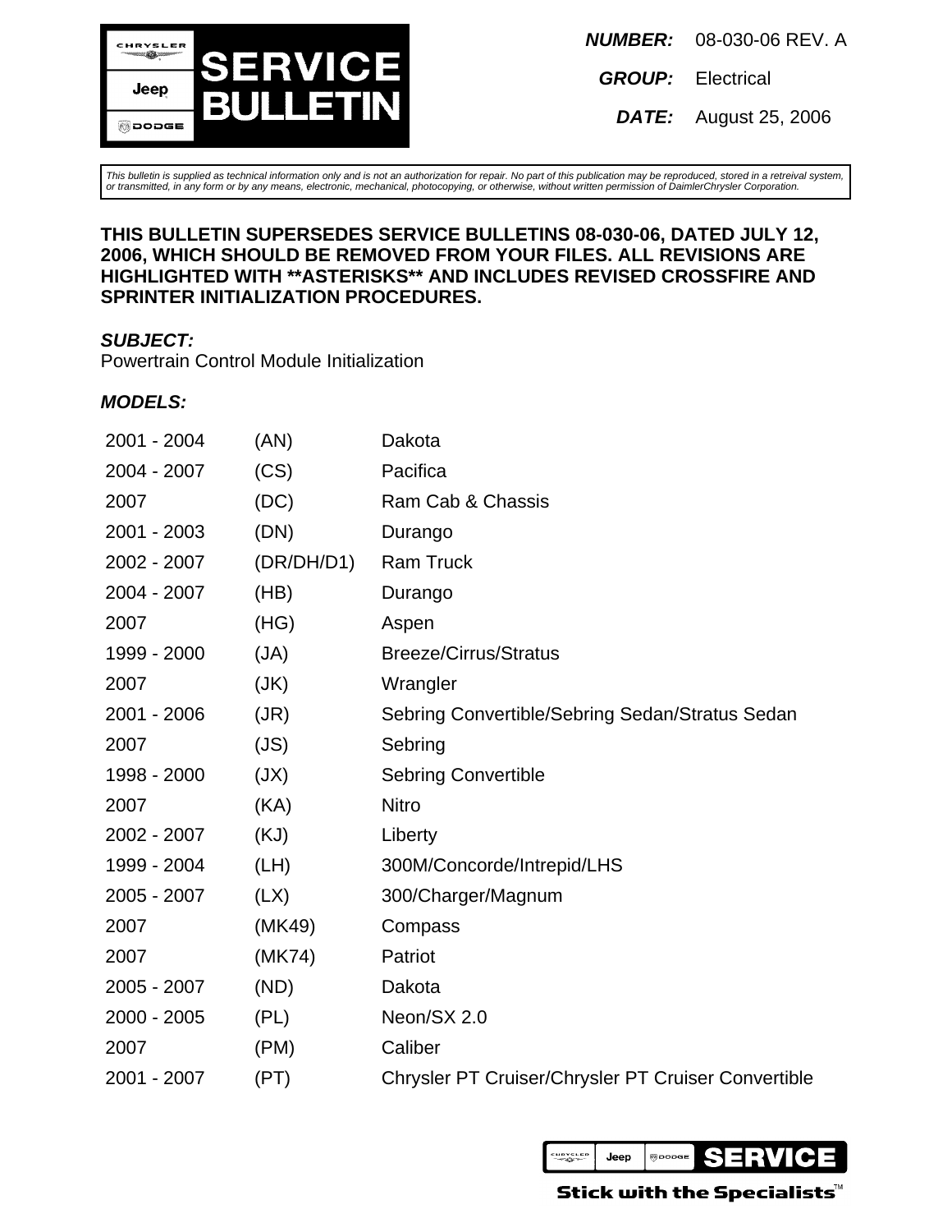# SERVICE BULLETIN

**NUMBER:** 08-030-06 REV. A

**GROUP:** Electrical

**DATE:** August 25, 2006

*This bulletin is supplied as technical information only and is not an authorization for repair. No part of this publication may be reproduced, stored in a retreival system, or transmitted, in any form or by any means, electronic, mechanical, photocopying, or otherwise, without written permission of DaimlerChrysler Corporation.*

**THIS BULLETIN SUPERSEDES SERVICE BULLETINS 08-030-06, DATED JULY 12, 2006, WHICH SHOULD BE REMOVED FROM YOUR FILES. ALL REVISIONS ARE HIGHLIGHTED WITH **ASTERISKS** AND INCLUDES REVISED CROSSFIRE AND SPRINTER INITIALIZATION PROCEDURES.**

***SUBJECT:***

Powertrain Control Module Initialization

***MODELS:***

| | | |
|---|---|---|
| 2001 - 2004 | (AN) | Dakota |
| 2004 - 2007 | (CS) | Pacifica |
| 2007 | (DC) | Ram Cab & Chassis |
| 2001 - 2003 | (DN) | Durango |
| 2002 - 2007 | (DR/DH/D1) | Ram Truck |
| 2004 - 2007 | (HB) | Durango |
| 2007 | (HG) | Aspen |
| 1999 - 2000 | (JA) | Breeze/Cirrus/Stratus |
| 2007 | (JK) | Wrangler |
| 2001 - 2006 | (JR) | Sebring Convertible/Sebring Sedan/Stratus Sedan |
| 2007 | (JS) | Sebring |
| 1998 - 2000 | (JX) | Sebring Convertible |
| 2007 | (KA) | Nitro |
| 2002 - 2007 | (KJ) | Liberty |
| 1999 - 2004 | (LH) | 300M/Concorde/Intrepid/LHS |
| 2005 - 2007 | (LX) | 300/Charger/Magnum |
| 2007 | (MK49) | Compass |
| 2007 | (MK74) | Patriot |
| 2005 - 2007 | (ND) | Dakota |
| 2000 - 2005 | (PL) | Neon/SX 2.0 |
| 2007 | (PM) | Caliber |
| 2001 - 2007 | (PT) | Chrysler PT Cruiser/Chrysler PT Cruiser Convertible |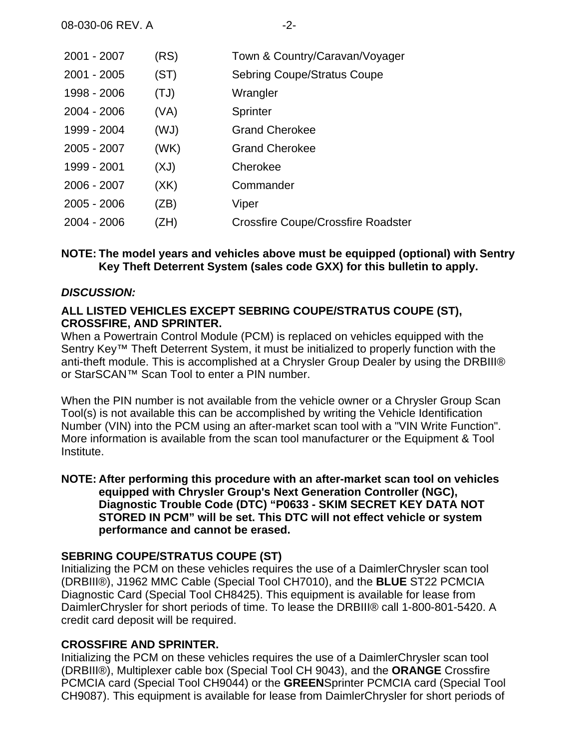| | | |
|---|---|---|
| 2001 - 2007 | (RS) | Town & Country/Caravan/Voyager |
| 2001 - 2005 | (ST) | Sebring Coupe/Stratus Coupe |
| 1998 - 2006 | (TJ) | Wrangler |
| 2004 - 2006 | (VA) | Sprinter |
| 1999 - 2004 | (WJ) | Grand Cherokee |
| 2005 - 2007 | (WK) | Grand Cherokee |
| 1999 - 2001 | (XJ) | Cherokee |
| 2006 - 2007 | (XK) | Commander |
| 2005 - 2006 | (ZB) | Viper |
| 2004 - 2006 | (ZH) | Crossfire Coupe/Crossfire Roadster |

**NOTE: The model years and vehicles above must be equipped (optional) with Sentry Key Theft Deterrent System (sales code GXX) for this bulletin to apply.**

***DISCUSSION:***

**ALL LISTED VEHICLES EXCEPT SEBRING COUPE/STRATUS COUPE (ST), CROSSFIRE, AND SPRINTER.**

When a Powertrain Control Module (PCM) is replaced on vehicles equipped with the Sentry Key™ Theft Deterrent System, it must be initialized to properly function with the anti-theft module. This is accomplished at a Chrysler Group Dealer by using the DRBIII® or StarSCAN™ Scan Tool to enter a PIN number.

When the PIN number is not available from the vehicle owner or a Chrysler Group Scan Tool(s) is not available this can be accomplished by writing the Vehicle Identification Number (VIN) into the PCM using an after-market scan tool with a "VIN Write Function". More information is available from the scan tool manufacturer or the Equipment & Tool Institute.

**NOTE: After performing this procedure with an after-market scan tool on vehicles equipped with Chrysler Group's Next Generation Controller (NGC), Diagnostic Trouble Code (DTC) “P0633 - SKIM SECRET KEY DATA NOT STORED IN PCM” will be set. This DTC will not effect vehicle or system performance and cannot be erased.**

**SEBRING COUPE/STRATUS COUPE (ST)**

Initializing the PCM on these vehicles requires the use of a DaimlerChrysler scan tool (DRBIII®), J1962 MMC Cable (Special Tool CH7010), and the **BLUE** ST22 PCMCIA Diagnostic Card (Special Tool CH8425). This equipment is available for lease from DaimlerChrysler for short periods of time. To lease the DRBIII® call 1-800-801-5420. A credit card deposit will be required.

**CROSSFIRE AND SPRINTER.**

Initializing the PCM on these vehicles requires the use of a DaimlerChrysler scan tool (DRBIII®), Multiplexer cable box (Special Tool CH 9043), and the **ORANGE** Crossfire PCMCIA card (Special Tool CH9044) or the **GREEN**Sprinter PCMCIA card (Special Tool CH9087). This equipment is available for lease from DaimlerChrysler for short periods of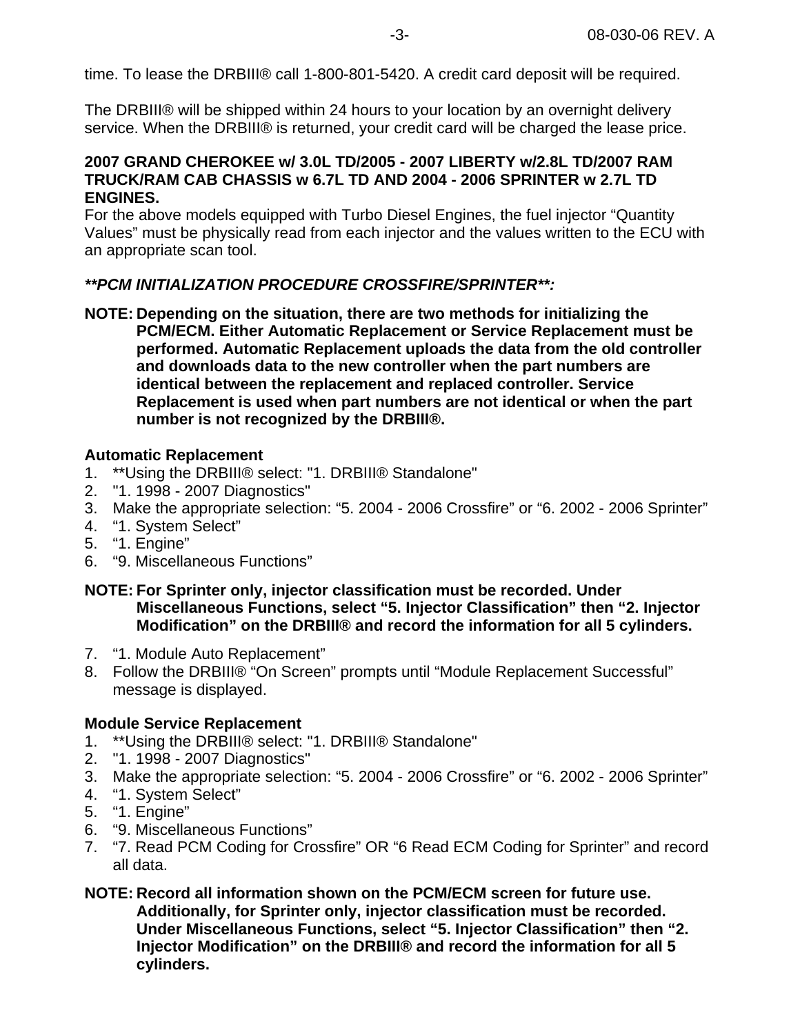time. To lease the DRBIII® call 1-800-801-5420. A credit card deposit will be required.

The DRBIII® will be shipped within 24 hours to your location by an overnight delivery service. When the DRBIII® is returned, your credit card will be charged the lease price.

**2007 GRAND CHEROKEE w/ 3.0L TD/2005 - 2007 LIBERTY w/2.8L TD/2007 RAM TRUCK/RAM CAB CHASSIS w 6.7L TD AND 2004 - 2006 SPRINTER w 2.7L TD ENGINES.**

For the above models equipped with Turbo Diesel Engines, the fuel injector "Quantity Values" must be physically read from each injector and the values written to the ECU with an appropriate scan tool.

***\*\*PCM INITIALIZATION PROCEDURE CROSSFIRE/SPRINTER\*\*:***

**NOTE: Depending on the situation, there are two methods for initializing the PCM/ECM. Either Automatic Replacement or Service Replacement must be performed. Automatic Replacement uploads the data from the old controller and downloads data to the new controller when the part numbers are identical between the replacement and replaced controller. Service Replacement is used when part numbers are not identical or when the part number is not recognized by the DRBIII®.**

**Automatic Replacement**

1. **Using the DRBIII® select: "1. DRBIII® Standalone"
2. "1. 1998 - 2007 Diagnostics"
3. Make the appropriate selection: "5. 2004 - 2006 Crossfire" or "6. 2002 - 2006 Sprinter"
4. "1. System Select"
5. "1. Engine"
6. "9. Miscellaneous Functions"

**NOTE: For Sprinter only, injector classification must be recorded. Under Miscellaneous Functions, select "5. Injector Classification" then "2. Injector Modification" on the DRBIII® and record the information for all 5 cylinders.**

7. "1. Module Auto Replacement"
8. Follow the DRBIII® "On Screen" prompts until "Module Replacement Successful" message is displayed.

**Module Service Replacement**

1. **Using the DRBIII® select: "1. DRBIII® Standalone"
2. "1. 1998 - 2007 Diagnostics"
3. Make the appropriate selection: "5. 2004 - 2006 Crossfire" or "6. 2002 - 2006 Sprinter"
4. "1. System Select"
5. "1. Engine"
6. "9. Miscellaneous Functions"
7. "7. Read PCM Coding for Crossfire" OR "6 Read ECM Coding for Sprinter" and record all data.

**NOTE: Record all information shown on the PCM/ECM screen for future use. Additionally, for Sprinter only, injector classification must be recorded. Under Miscellaneous Functions, select "5. Injector Classification" then "2. Injector Modification" on the DRBIII® and record the information for all 5 cylinders.**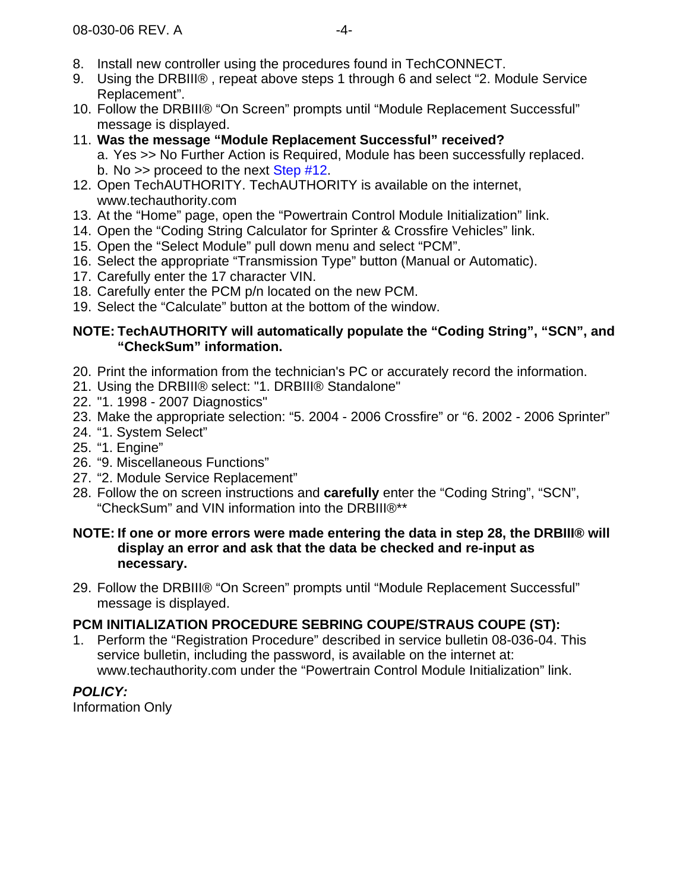8. Install new controller using the procedures found in TechCONNECT.
9. Using the DRBIII® , repeat above steps 1 through 6 and select “2. Module Service Replacement”.
10. Follow the DRBIII® “On Screen” prompts until “Module Replacement Successful” message is displayed.
11. **Was the message “Module Replacement Successful” received?**
    a. Yes >> No Further Action is Required, Module has been successfully replaced.
    b. No >> proceed to the next Step #12.
12. Open TechAUTHORITY. TechAUTHORITY is available on the internet, www.techauthority.com
13. At the “Home” page, open the “Powertrain Control Module Initialization” link.
14. Open the “Coding String Calculator for Sprinter & Crossfire Vehicles” link.
15. Open the “Select Module” pull down menu and select “PCM”.
16. Select the appropriate “Transmission Type” button (Manual or Automatic).
17. Carefully enter the 17 character VIN.
18. Carefully enter the PCM p/n located on the new PCM.
19. Select the “Calculate” button at the bottom of the window.

**NOTE: TechAUTHORITY will automatically populate the “Coding String”, “SCN”, and “CheckSum” information.**

20. Print the information from the technician's PC or accurately record the information.
21. Using the DRBIII® select: "1. DRBIII® Standalone"
22. "1. 1998 - 2007 Diagnostics"
23. Make the appropriate selection: “5. 2004 - 2006 Crossfire” or “6. 2002 - 2006 Sprinter”
24. “1. System Select”
25. “1. Engine”
26. “9. Miscellaneous Functions”
27. “2. Module Service Replacement”
28. Follow the on screen instructions and **carefully** enter the “Coding String”, “SCN”, “CheckSum” and VIN information into the DRBIII®**

**NOTE: If one or more errors were made entering the data in step 28, the DRBIII® will display an error and ask that the data be checked and re-input as necessary.**

29. Follow the DRBIII® “On Screen” prompts until “Module Replacement Successful” message is displayed.

**PCM INITIALIZATION PROCEDURE SEBRING COUPE/STRAUS COUPE (ST):**

1. Perform the “Registration Procedure” described in service bulletin 08-036-04. This service bulletin, including the password, is available on the internet at: www.techauthority.com under the “Powertrain Control Module Initialization” link.

***POLICY:***
Information Only